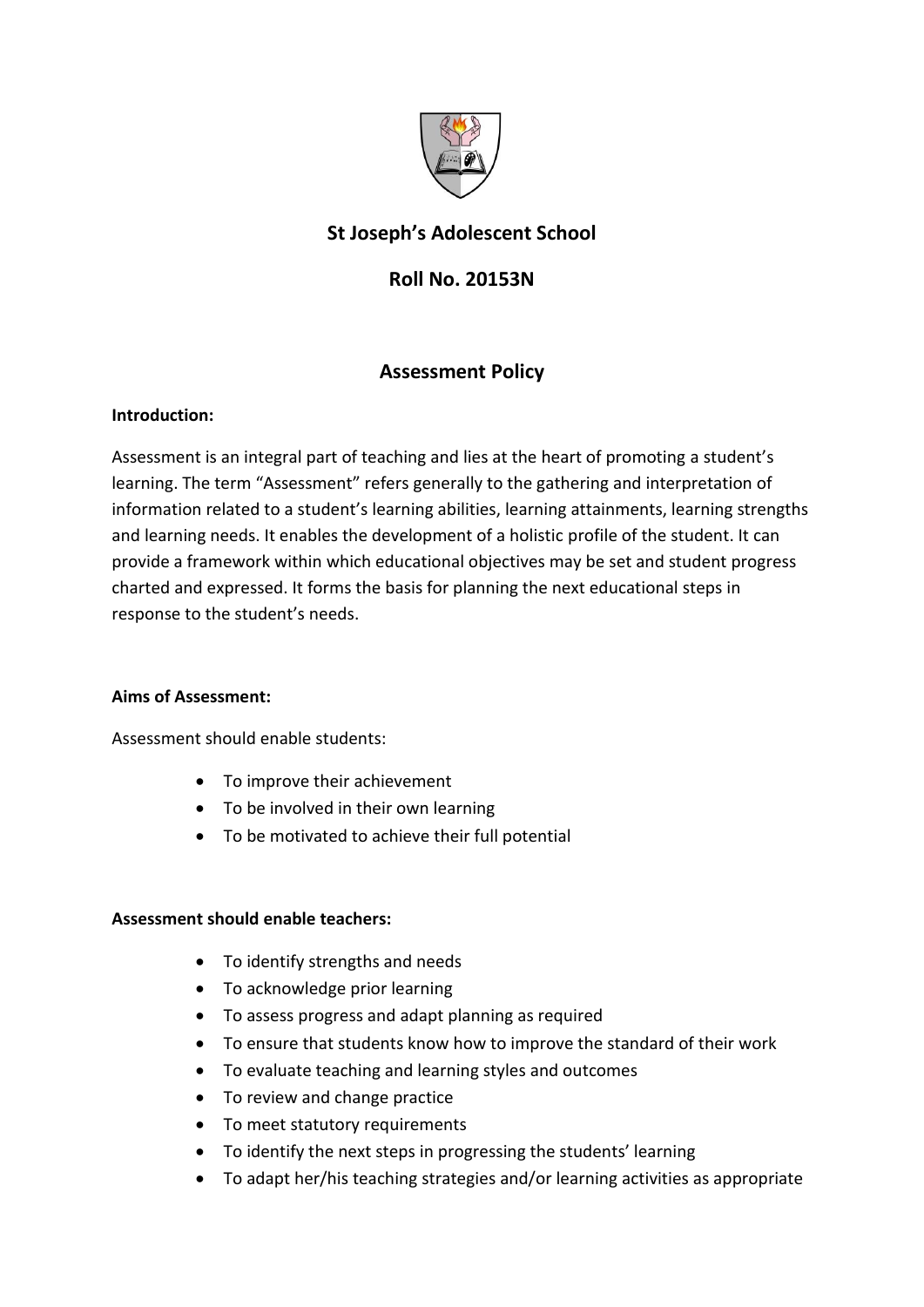# St Joseph's Adolescent School

## Roll No. 20153N

## Assessment Policy

**Introduction:**

Assessment is an integral part of teaching and lies at the heart of promoting a student's learning. The term "Assessment" refers generally to the gathering and interpretation of information related to a student's learning abilities, learning attainments, learning strengths and learning needs. It enables the development of a holistic profile of the student. It can provide a framework within which educational objectives may be set and student progress charted and expressed. It forms the basis for planning the next educational steps in response to the student's needs.

**Aims of Assessment:**

Assessment should enable students:

- To improve their achievement
- To be involved in their own learning
- To be motivated to achieve their full potential

**Assessment should enable teachers:**

- To identify strengths and needs
- To acknowledge prior learning
- To assess progress and adapt planning as required
- To ensure that students know how to improve the standard of their work
- To evaluate teaching and learning styles and outcomes
- To review and change practice
- To meet statutory requirements
- To identify the next steps in progressing the students' learning
- To adapt her/his teaching strategies and/or learning activities as appropriate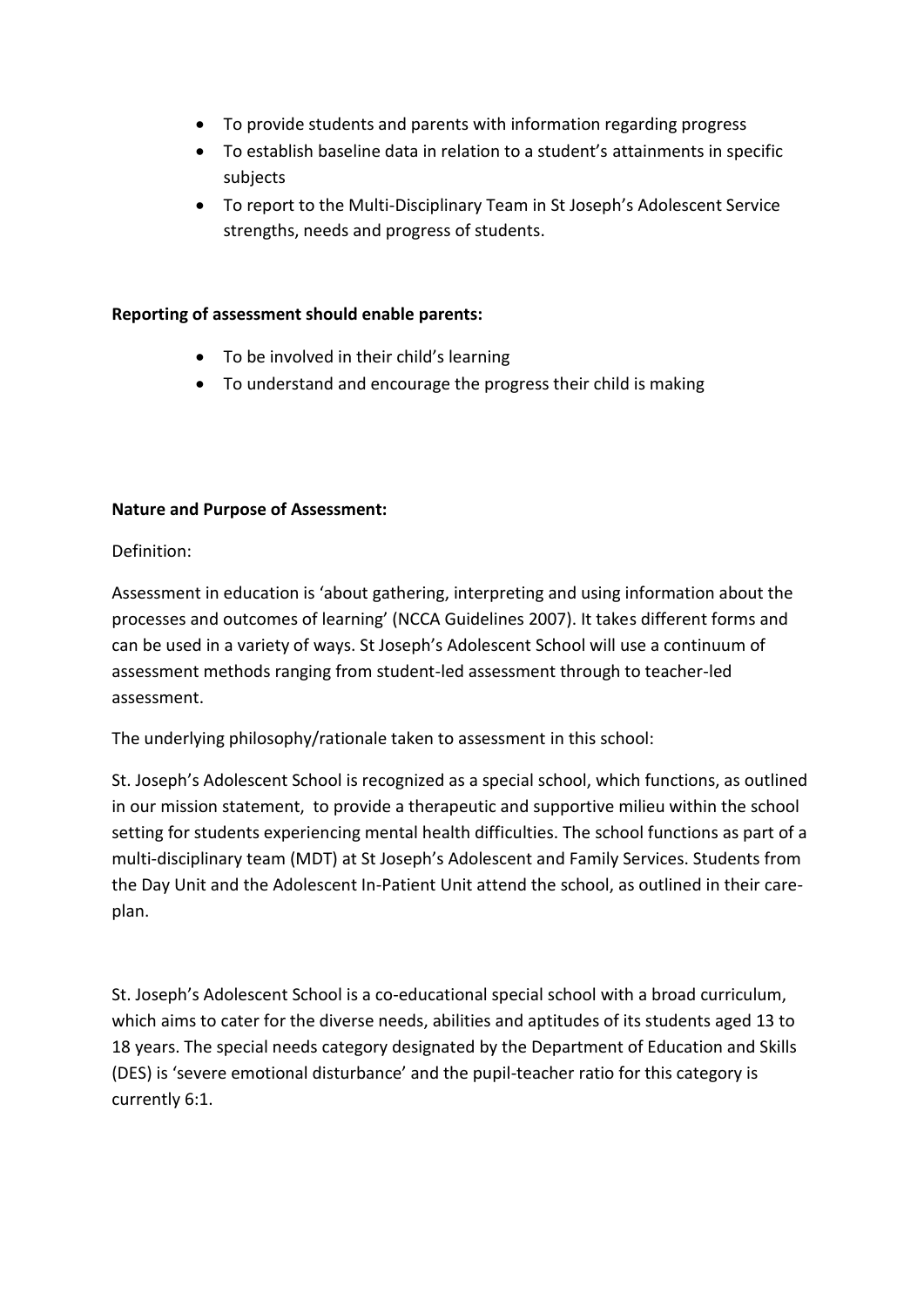- To provide students and parents with information regarding progress
- To establish baseline data in relation to a student's attainments in specific subjects
- To report to the Multi-Disciplinary Team in St Joseph's Adolescent Service strengths, needs and progress of students.

**Reporting of assessment should enable parents:**

- To be involved in their child's learning
- To understand and encourage the progress their child is making

**Nature and Purpose of Assessment:**

Definition:

Assessment in education is 'about gathering, interpreting and using information about the processes and outcomes of learning' (NCCA Guidelines 2007). It takes different forms and can be used in a variety of ways. St Joseph's Adolescent School will use a continuum of assessment methods ranging from student-led assessment through to teacher-led assessment.

The underlying philosophy/rationale taken to assessment in this school:

St. Joseph's Adolescent School is recognized as a special school, which functions, as outlined in our mission statement, to provide a therapeutic and supportive milieu within the school setting for students experiencing mental health difficulties. The school functions as part of a multi-disciplinary team (MDT) at St Joseph's Adolescent and Family Services. Students from the Day Unit and the Adolescent In-Patient Unit attend the school, as outlined in their care-plan.

St. Joseph's Adolescent School is a co-educational special school with a broad curriculum, which aims to cater for the diverse needs, abilities and aptitudes of its students aged 13 to 18 years. The special needs category designated by the Department of Education and Skills (DES) is 'severe emotional disturbance' and the pupil-teacher ratio for this category is currently 6:1.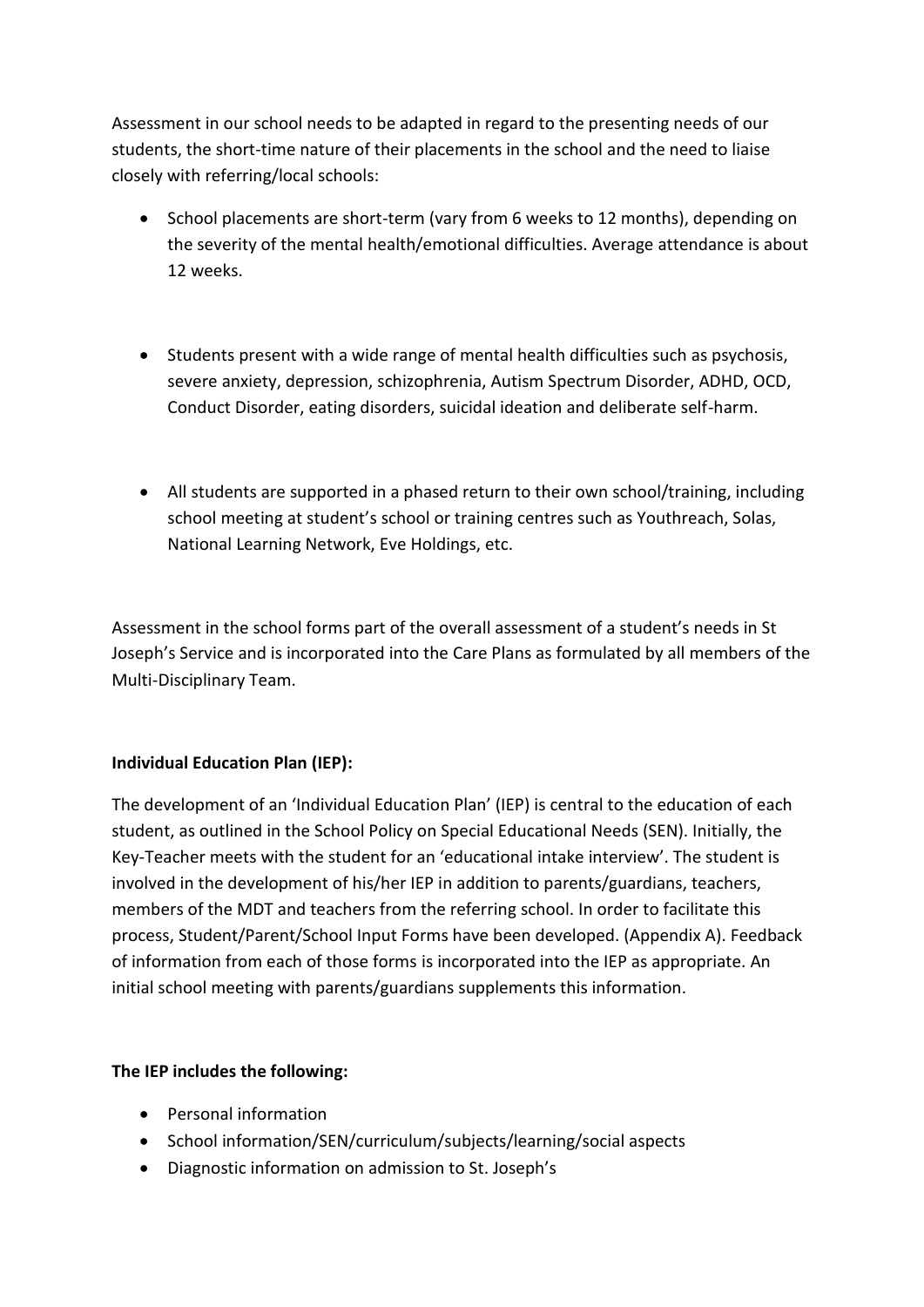Assessment in our school needs to be adapted in regard to the presenting needs of our students, the short-time nature of their placements in the school and the need to liaise closely with referring/local schools:

- School placements are short-term (vary from 6 weeks to 12 months), depending on the severity of the mental health/emotional difficulties. Average attendance is about 12 weeks.

- Students present with a wide range of mental health difficulties such as psychosis, severe anxiety, depression, schizophrenia, Autism Spectrum Disorder, ADHD, OCD, Conduct Disorder, eating disorders, suicidal ideation and deliberate self-harm.

- All students are supported in a phased return to their own school/training, including school meeting at student's school or training centres such as Youthreach, Solas, National Learning Network, Eve Holdings, etc.

Assessment in the school forms part of the overall assessment of a student's needs in St Joseph's Service and is incorporated into the Care Plans as formulated by all members of the Multi-Disciplinary Team.

**Individual Education Plan (IEP):**

The development of an 'Individual Education Plan' (IEP) is central to the education of each student, as outlined in the School Policy on Special Educational Needs (SEN). Initially, the Key-Teacher meets with the student for an 'educational intake interview'. The student is involved in the development of his/her IEP in addition to parents/guardians, teachers, members of the MDT and teachers from the referring school. In order to facilitate this process, Student/Parent/School Input Forms have been developed. (Appendix A). Feedback of information from each of those forms is incorporated into the IEP as appropriate. An initial school meeting with parents/guardians supplements this information.

**The IEP includes the following:**

- Personal information
- School information/SEN/curriculum/subjects/learning/social aspects
- Diagnostic information on admission to St. Joseph's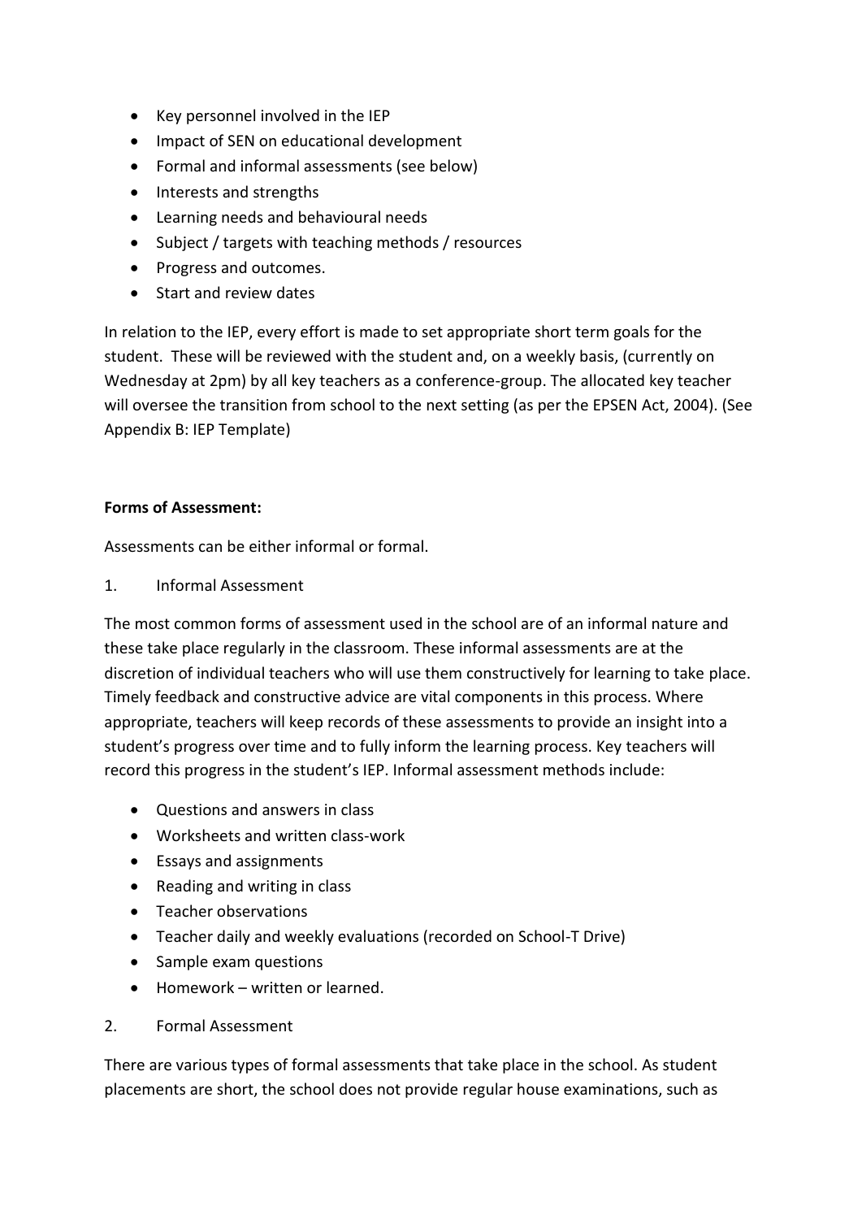- Key personnel involved in the IEP
- Impact of SEN on educational development
- Formal and informal assessments (see below)
- Interests and strengths
- Learning needs and behavioural needs
- Subject / targets with teaching methods / resources
- Progress and outcomes.
- Start and review dates

In relation to the IEP, every effort is made to set appropriate short term goals for the student. These will be reviewed with the student and, on a weekly basis, (currently on Wednesday at 2pm) by all key teachers as a conference-group. The allocated key teacher will oversee the transition from school to the next setting (as per the EPSEN Act, 2004). (See Appendix B: IEP Template)

**Forms of Assessment:**

Assessments can be either informal or formal.

1. Informal Assessment

The most common forms of assessment used in the school are of an informal nature and these take place regularly in the classroom. These informal assessments are at the discretion of individual teachers who will use them constructively for learning to take place. Timely feedback and constructive advice are vital components in this process. Where appropriate, teachers will keep records of these assessments to provide an insight into a student's progress over time and to fully inform the learning process. Key teachers will record this progress in the student's IEP. Informal assessment methods include:

- Questions and answers in class
- Worksheets and written class-work
- Essays and assignments
- Reading and writing in class
- Teacher observations
- Teacher daily and weekly evaluations (recorded on School-T Drive)
- Sample exam questions
- Homework – written or learned.

2. Formal Assessment

There are various types of formal assessments that take place in the school. As student placements are short, the school does not provide regular house examinations, such as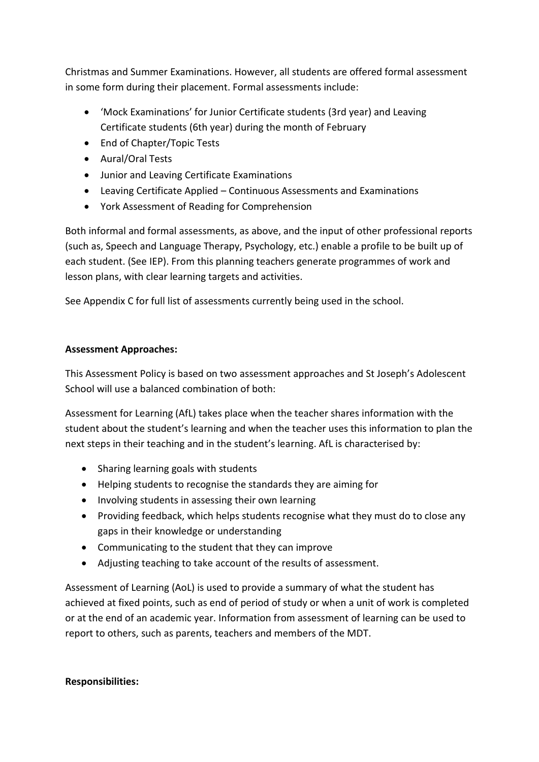Christmas and Summer Examinations. However, all students are offered formal assessment in some form during their placement. Formal assessments include:

- 'Mock Examinations' for Junior Certificate students (3rd year) and Leaving Certificate students (6th year) during the month of February
- End of Chapter/Topic Tests
- Aural/Oral Tests
- Junior and Leaving Certificate Examinations
- Leaving Certificate Applied – Continuous Assessments and Examinations
- York Assessment of Reading for Comprehension

Both informal and formal assessments, as above, and the input of other professional reports (such as, Speech and Language Therapy, Psychology, etc.) enable a profile to be built up of each student. (See IEP). From this planning teachers generate programmes of work and lesson plans, with clear learning targets and activities.

See Appendix C for full list of assessments currently being used in the school.

**Assessment Approaches:**

This Assessment Policy is based on two assessment approaches and St Joseph's Adolescent School will use a balanced combination of both:

Assessment for Learning (AfL) takes place when the teacher shares information with the student about the student's learning and when the teacher uses this information to plan the next steps in their teaching and in the student's learning. AfL is characterised by:

- Sharing learning goals with students
- Helping students to recognise the standards they are aiming for
- Involving students in assessing their own learning
- Providing feedback, which helps students recognise what they must do to close any gaps in their knowledge or understanding
- Communicating to the student that they can improve
- Adjusting teaching to take account of the results of assessment.

Assessment of Learning (AoL) is used to provide a summary of what the student has achieved at fixed points, such as end of period of study or when a unit of work is completed or at the end of an academic year. Information from assessment of learning can be used to report to others, such as parents, teachers and members of the MDT.

**Responsibilities:**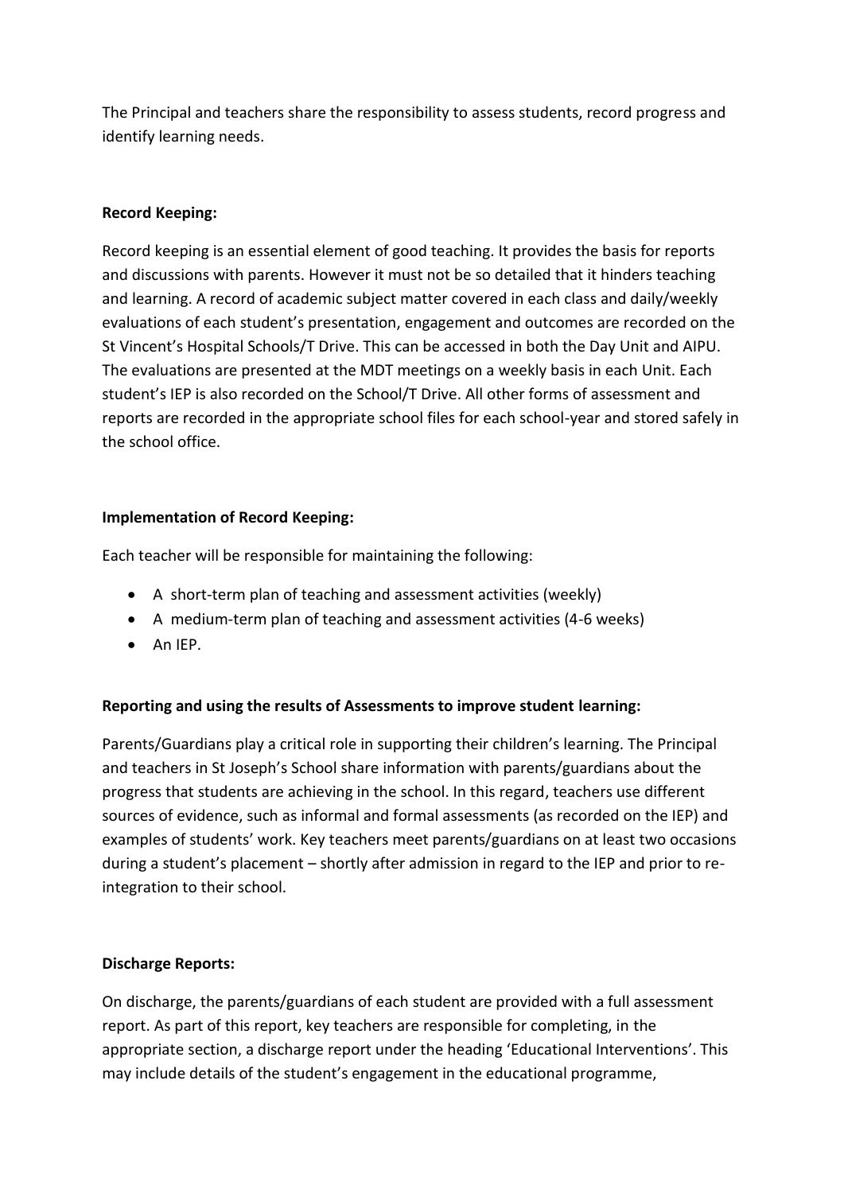The Principal and teachers share the responsibility to assess students, record progress and identify learning needs.

**Record Keeping:**

Record keeping is an essential element of good teaching. It provides the basis for reports and discussions with parents. However it must not be so detailed that it hinders teaching and learning. A record of academic subject matter covered in each class and daily/weekly evaluations of each student's presentation, engagement and outcomes are recorded on the St Vincent's Hospital Schools/T Drive. This can be accessed in both the Day Unit and AIPU. The evaluations are presented at the MDT meetings on a weekly basis in each Unit. Each student's IEP is also recorded on the School/T Drive. All other forms of assessment and reports are recorded in the appropriate school files for each school-year and stored safely in the school office.

**Implementation of Record Keeping:**

Each teacher will be responsible for maintaining the following:

- A short-term plan of teaching and assessment activities (weekly)
- A medium-term plan of teaching and assessment activities (4-6 weeks)
- An IEP.

**Reporting and using the results of Assessments to improve student learning:**

Parents/Guardians play a critical role in supporting their children's learning. The Principal and teachers in St Joseph's School share information with parents/guardians about the progress that students are achieving in the school. In this regard, teachers use different sources of evidence, such as informal and formal assessments (as recorded on the IEP) and examples of students' work. Key teachers meet parents/guardians on at least two occasions during a student's placement – shortly after admission in regard to the IEP and prior to re-integration to their school.

**Discharge Reports:**

On discharge, the parents/guardians of each student are provided with a full assessment report. As part of this report, key teachers are responsible for completing, in the appropriate section, a discharge report under the heading 'Educational Interventions'. This may include details of the student's engagement in the educational programme,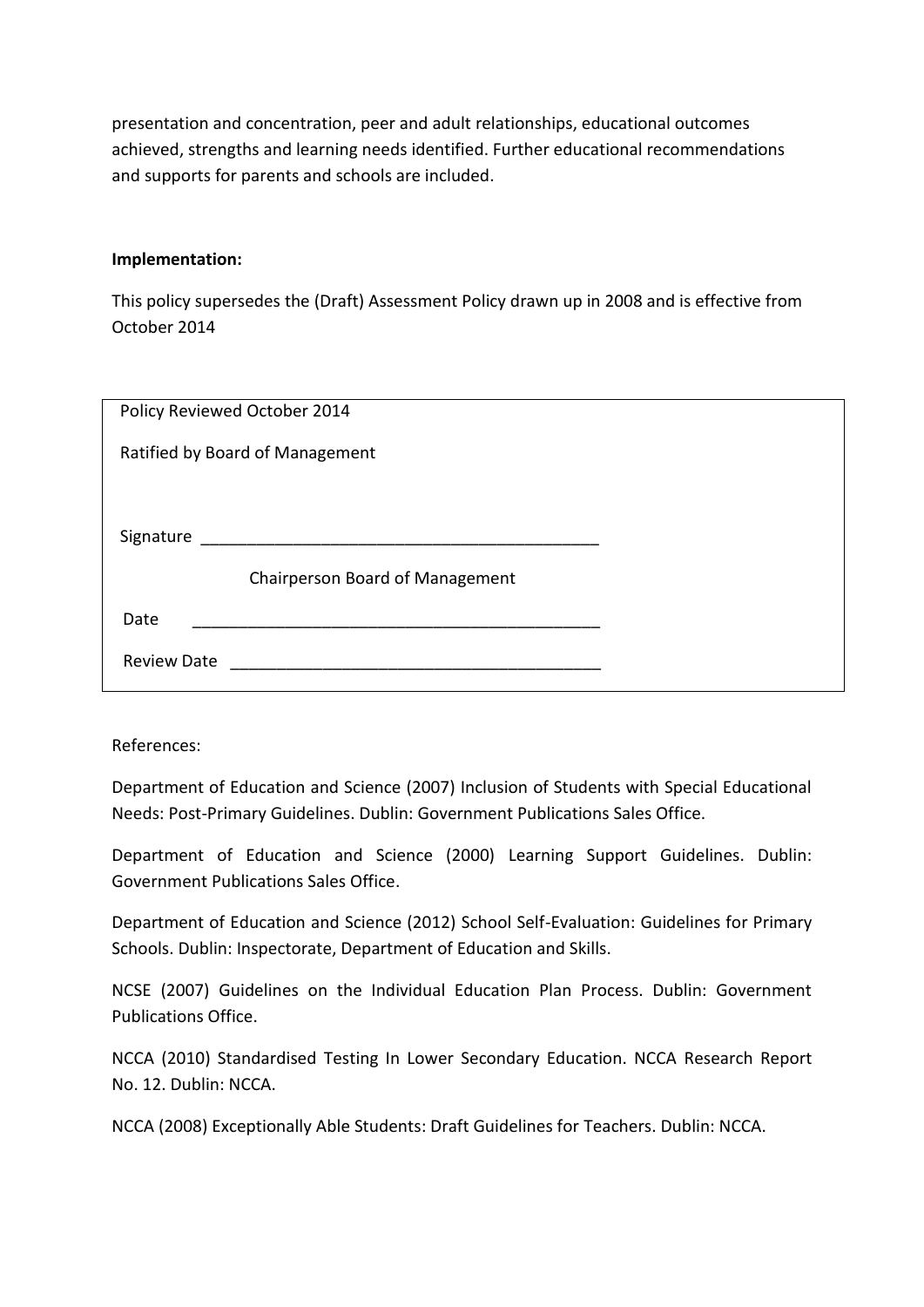presentation and concentration, peer and adult relationships, educational outcomes achieved, strengths and learning needs identified. Further educational recommendations and supports for parents and schools are included.

**Implementation:**

This policy supersedes the (Draft) Assessment Policy drawn up in 2008 and is effective from October 2014

| Policy Reviewed October 2014 |
|---|
| Ratified by Board of Management |
| Signature ____________________________________________ |
| Chairperson Board of Management |
| Date ______________________________________________ |
| Review Date _________________________________________ |

References:

Department of Education and Science (2007) Inclusion of Students with Special Educational Needs: Post-Primary Guidelines. Dublin: Government Publications Sales Office.

Department of Education and Science (2000) Learning Support Guidelines. Dublin: Government Publications Sales Office.

Department of Education and Science (2012) School Self-Evaluation: Guidelines for Primary Schools. Dublin: Inspectorate, Department of Education and Skills.

NCSE (2007) Guidelines on the Individual Education Plan Process. Dublin: Government Publications Office.

NCCA (2010) Standardised Testing In Lower Secondary Education. NCCA Research Report No. 12. Dublin: NCCA.

NCCA (2008) Exceptionally Able Students: Draft Guidelines for Teachers. Dublin: NCCA.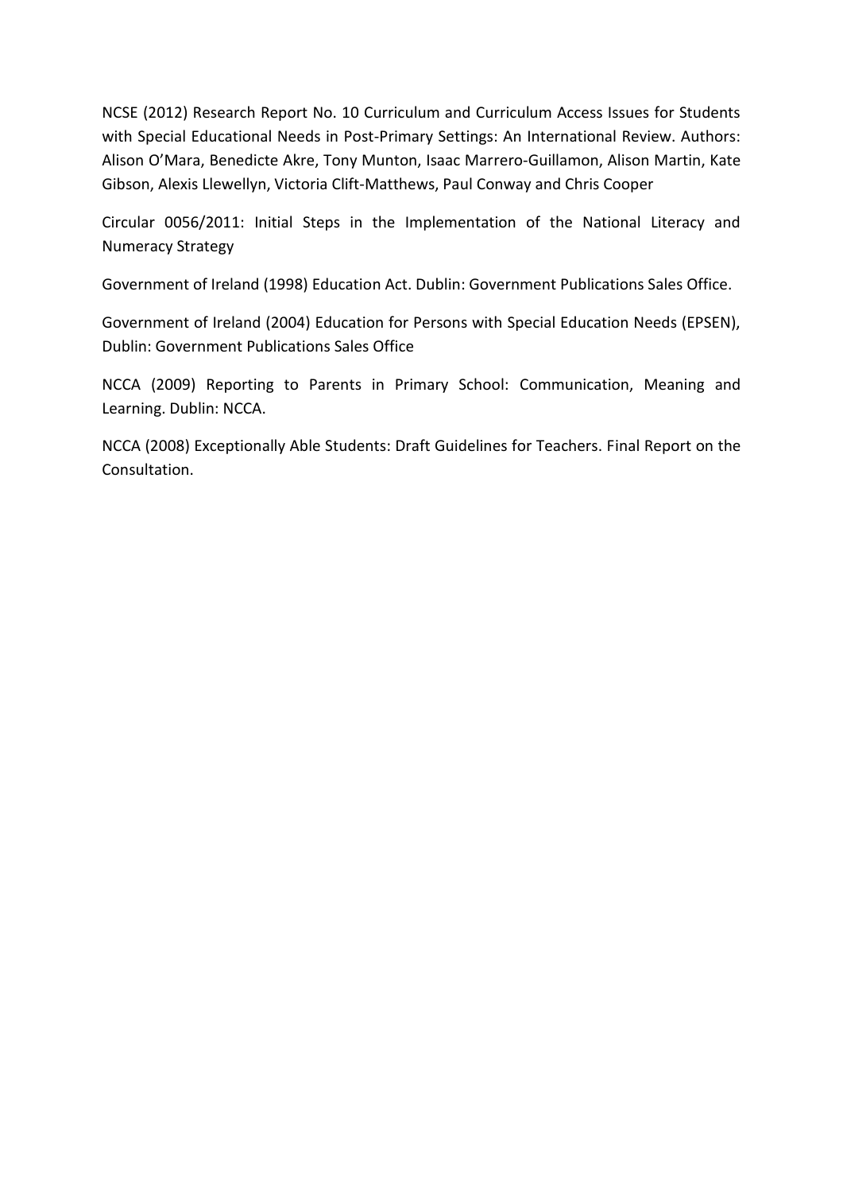NCSE (2012) Research Report No. 10 Curriculum and Curriculum Access Issues for Students with Special Educational Needs in Post-Primary Settings: An International Review. Authors: Alison O'Mara, Benedicte Akre, Tony Munton, Isaac Marrero-Guillamon, Alison Martin, Kate Gibson, Alexis Llewellyn, Victoria Clift-Matthews, Paul Conway and Chris Cooper

Circular 0056/2011: Initial Steps in the Implementation of the National Literacy and Numeracy Strategy

Government of Ireland (1998) Education Act. Dublin: Government Publications Sales Office.

Government of Ireland (2004) Education for Persons with Special Education Needs (EPSEN), Dublin: Government Publications Sales Office

NCCA (2009) Reporting to Parents in Primary School: Communication, Meaning and Learning. Dublin: NCCA.

NCCA (2008) Exceptionally Able Students: Draft Guidelines for Teachers. Final Report on the Consultation.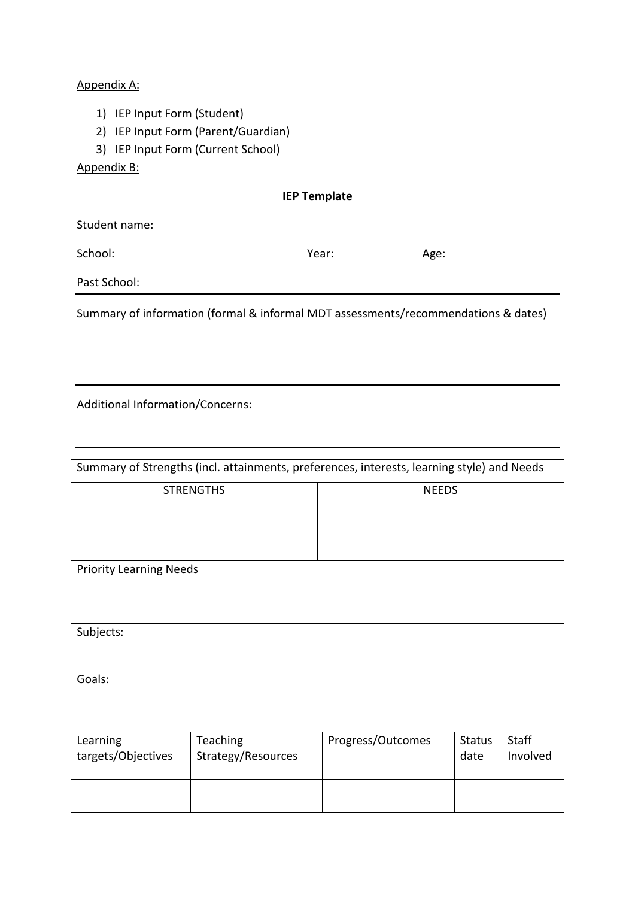Appendix A:

1) IEP Input Form (Student)
2) IEP Input Form (Parent/Guardian)
3) IEP Input Form (Current School)

Appendix B:

**IEP Template**

Student name:

School: Year: Age:

Past School:

---

Summary of information (formal & informal MDT assessments/recommendations & dates)

---

Additional Information/Concerns:

---

| Summary of Strengths (incl. attainments, preferences, interests, learning style) and Needs | |
|---|---|
| STRENGTHS | NEEDS |
| | |
| Priority Learning Needs | |
| Subjects: | |
| Goals: | |

| Learning targets/Objectives | Teaching Strategy/Resources | Progress/Outcomes | Status date | Staff Involved |
|---|---|---|---|---|
| | | | | |
| | | | | |
| | | | | |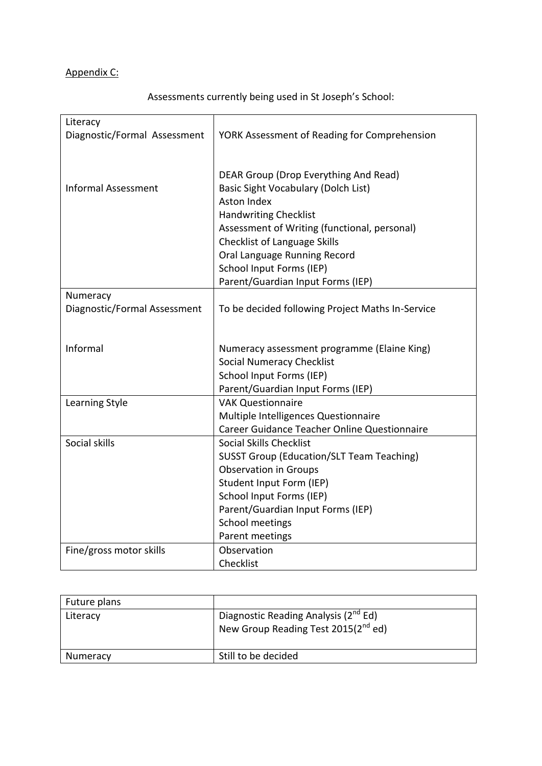Appendix C:

Assessments currently being used in St Joseph's School:

| | |
|---|---|
| Literacy<br>Diagnostic/Formal Assessment | YORK Assessment of Reading for Comprehension |
| Informal Assessment | DEAR Group (Drop Everything And Read)<br>Basic Sight Vocabulary (Dolch List)<br>Aston Index<br>Handwriting Checklist<br>Assessment of Writing (functional, personal)<br>Checklist of Language Skills<br>Oral Language Running Record<br>School Input Forms (IEP)<br>Parent/Guardian Input Forms (IEP) |
| Numeracy<br>Diagnostic/Formal Assessment | To be decided following Project Maths In-Service |
| Informal | Numeracy assessment programme (Elaine King)<br>Social Numeracy Checklist<br>School Input Forms (IEP)<br>Parent/Guardian Input Forms (IEP) |
| Learning Style | VAK Questionnaire<br>Multiple Intelligences Questionnaire<br>Career Guidance Teacher Online Questionnaire |
| Social skills | Social Skills Checklist<br>SUSST Group (Education/SLT Team Teaching)<br>Observation in Groups<br>Student Input Form (IEP)<br>School Input Forms (IEP)<br>Parent/Guardian Input Forms (IEP)<br>School meetings<br>Parent meetings |
| Fine/gross motor skills | Observation<br>Checklist |

| Future plans | |
|---|---|
| Literacy | Diagnostic Reading Analysis (2nd Ed)<br>New Group Reading Test 2015(2nd ed) |
| Numeracy | Still to be decided |